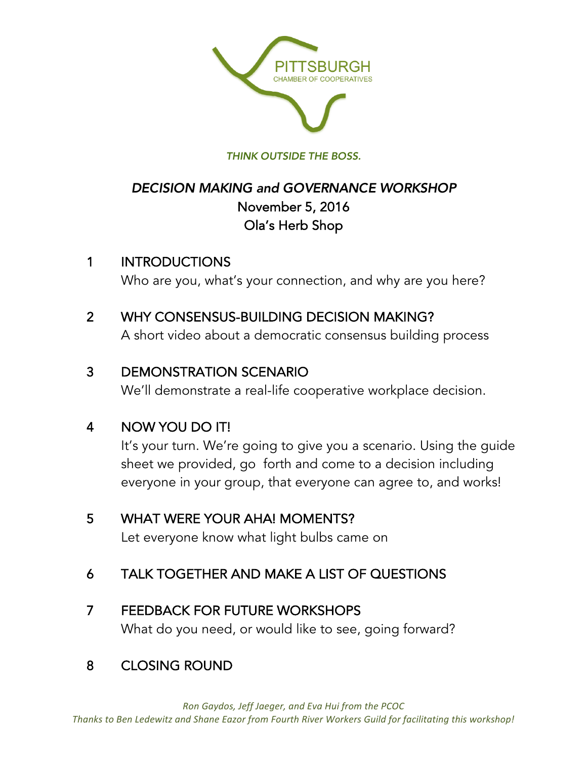PITTSBURGH
CHAMBER OF COOPERATIVES

*THINK OUTSIDE THE BOSS.*

# *DECISION MAKING and GOVERNANCE WORKSHOP*

November 5, 2016
Ola's Herb Shop

1 INTRODUCTIONS
Who are you, what's your connection, and why are you here?

2 WHY CONSENSUS-BUILDING DECISION MAKING?
A short video about a democratic consensus building process

3 DEMONSTRATION SCENARIO
We'll demonstrate a real-life cooperative workplace decision.

4 NOW YOU DO IT!
It's your turn. We're going to give you a scenario. Using the guide sheet we provided, go forth and come to a decision including everyone in your group, that everyone can agree to, and works!

5 WHAT WERE YOUR AHA! MOMENTS?
Let everyone know what light bulbs came on

6 TALK TOGETHER AND MAKE A LIST OF QUESTIONS

7 FEEDBACK FOR FUTURE WORKSHOPS
What do you need, or would like to see, going forward?

8 CLOSING ROUND

*Ron Gaydos, Jeff Jaeger, and Eva Hui from the PCOC*
*Thanks to Ben Ledewitz and Shane Eazor from Fourth River Workers Guild for facilitating this workshop!*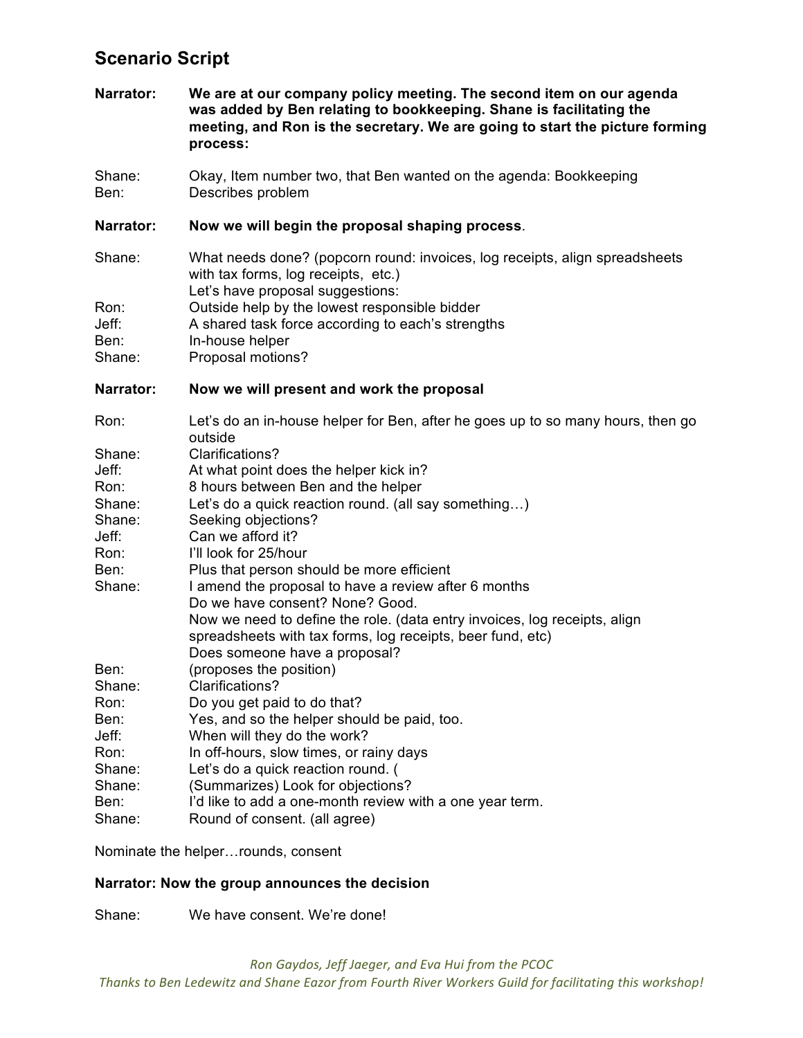## Scenario Script

**Narrator: We are at our company policy meeting. The second item on our agenda was added by Ben relating to bookkeeping. Shane is facilitating the meeting, and Ron is the secretary. We are going to start the picture forming process:**

Shane: Okay, Item number two, that Ben wanted on the agenda: Bookkeeping
Ben: Describes problem

**Narrator: Now we will begin the proposal shaping process**.

Shane: What needs done? (popcorn round: invoices, log receipts, align spreadsheets with tax forms, log receipts, etc.)
Let's have proposal suggestions:
Ron: Outside help by the lowest responsible bidder
Jeff: A shared task force according to each's strengths
Ben: In-house helper
Shane: Proposal motions?

**Narrator: Now we will present and work the proposal**

Ron: Let's do an in-house helper for Ben, after he goes up to so many hours, then go outside
Shane: Clarifications?
Jeff: At what point does the helper kick in?
Ron: 8 hours between Ben and the helper
Shane: Let's do a quick reaction round. (all say something…)
Shane: Seeking objections?
Jeff: Can we afford it?
Ron: I'll look for 25/hour
Ben: Plus that person should be more efficient
Shane: I amend the proposal to have a review after 6 months
Do we have consent? None? Good.
Now we need to define the role. (data entry invoices, log receipts, align spreadsheets with tax forms, log receipts, beer fund, etc)
Does someone have a proposal?
Ben: (proposes the position)
Shane: Clarifications?
Ron: Do you get paid to do that?
Ben: Yes, and so the helper should be paid, too.
Jeff: When will they do the work?
Ron: In off-hours, slow times, or rainy days
Shane: Let's do a quick reaction round. (
Shane: (Summarizes) Look for objections?
Ben: I'd like to add a one-month review with a one year term.
Shane: Round of consent. (all agree)

Nominate the helper…rounds, consent

**Narrator: Now the group announces the decision**

Shane: We have consent. We're done!

*Ron Gaydos, Jeff Jaeger, and Eva Hui from the PCOC*
*Thanks to Ben Ledewitz and Shane Eazor from Fourth River Workers Guild for facilitating this workshop!*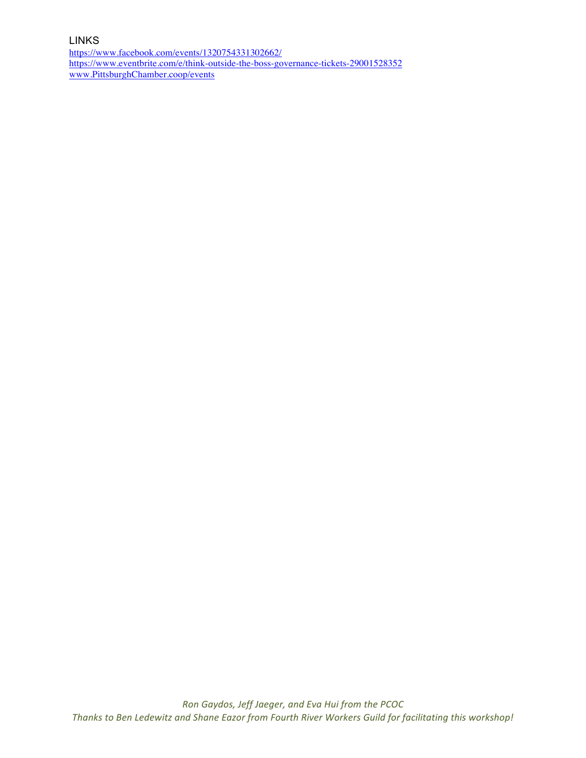LINKS

https://www.facebook.com/events/1320754331302662/
https://www.eventbrite.com/e/think-outside-the-boss-governance-tickets-29001528352
www.PittsburghChamber.coop/events

*Ron Gaydos, Jeff Jaeger, and Eva Hui from the PCOC*
*Thanks to Ben Ledewitz and Shane Eazor from Fourth River Workers Guild for facilitating this workshop!*